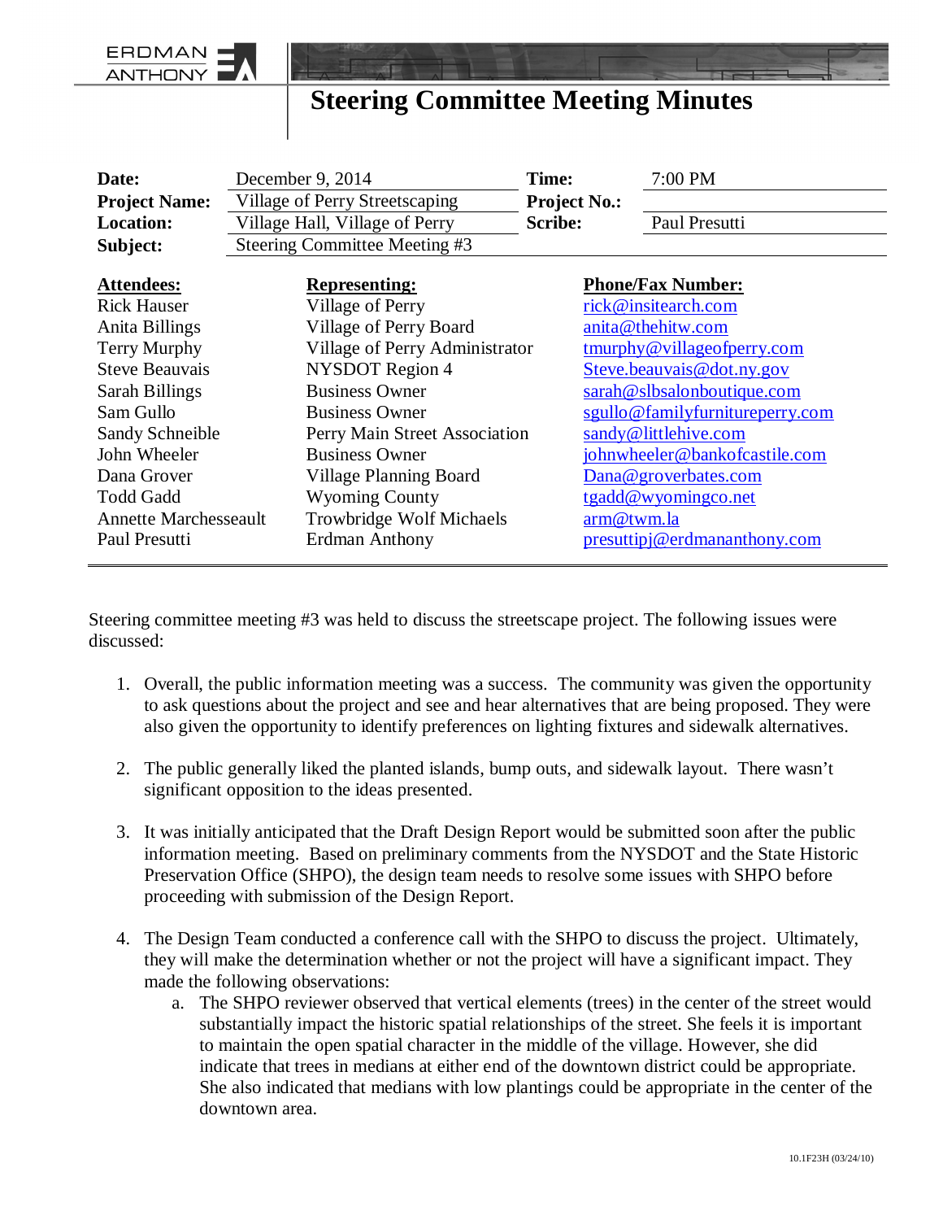ERDMAN ANTHONY

# Steering Committee Meeting Minutes

| | | | |
|---|---|---|---|
| **Date:** | December 9, 2014 | **Time:** | 7:00 PM |
| **Project Name:** | Village of Perry Streetscaping | **Project No.:** | |
| **Location:** | Village Hall, Village of Perry | **Scribe:** | Paul Presutti |
| **Subject:** | Steering Committee Meeting #3 | | |

| **Attendees:** | **Representing:** | **Phone/Fax Number:** |
|---|---|---|
| Rick Hauser | Village of Perry | rick@insitearch.com |
| Anita Billings | Village of Perry Board | anita@thehitw.com |
| Terry Murphy | Village of Perry Administrator | tmurphy@villageofperry.com |
| Steve Beauvais | NYSDOT Region 4 | Steve.beauvais@dot.ny.gov |
| Sarah Billings | Business Owner | sarah@slbsalonboutique.com |
| Sam Gullo | Business Owner | sgullo@familyfurnitureperry.com |
| Sandy Schneible | Perry Main Street Association | sandy@littlehive.com |
| John Wheeler | Business Owner | johnwheeler@bankofcastile.com |
| Dana Grover | Village Planning Board | Dana@groverbates.com |
| Todd Gadd | Wyoming County | tgadd@wyomingco.net |
| Annette Marchesseault | Trowbridge Wolf Michaels | arm@twm.la |
| Paul Presutti | Erdman Anthony | presuttipj@erdmananthony.com |

Steering committee meeting #3 was held to discuss the streetscape project. The following issues were discussed:

1. Overall, the public information meeting was a success. The community was given the opportunity to ask questions about the project and see and hear alternatives that are being proposed. They were also given the opportunity to identify preferences on lighting fixtures and sidewalk alternatives.

2. The public generally liked the planted islands, bump outs, and sidewalk layout. There wasn't significant opposition to the ideas presented.

3. It was initially anticipated that the Draft Design Report would be submitted soon after the public information meeting. Based on preliminary comments from the NYSDOT and the State Historic Preservation Office (SHPO), the design team needs to resolve some issues with SHPO before proceeding with submission of the Design Report.

4. The Design Team conducted a conference call with the SHPO to discuss the project. Ultimately, they will make the determination whether or not the project will have a significant impact. They made the following observations:
   a. The SHPO reviewer observed that vertical elements (trees) in the center of the street would substantially impact the historic spatial relationships of the street. She feels it is important to maintain the open spatial character in the middle of the village. However, she did indicate that trees in medians at either end of the downtown district could be appropriate. She also indicated that medians with low plantings could be appropriate in the center of the downtown area.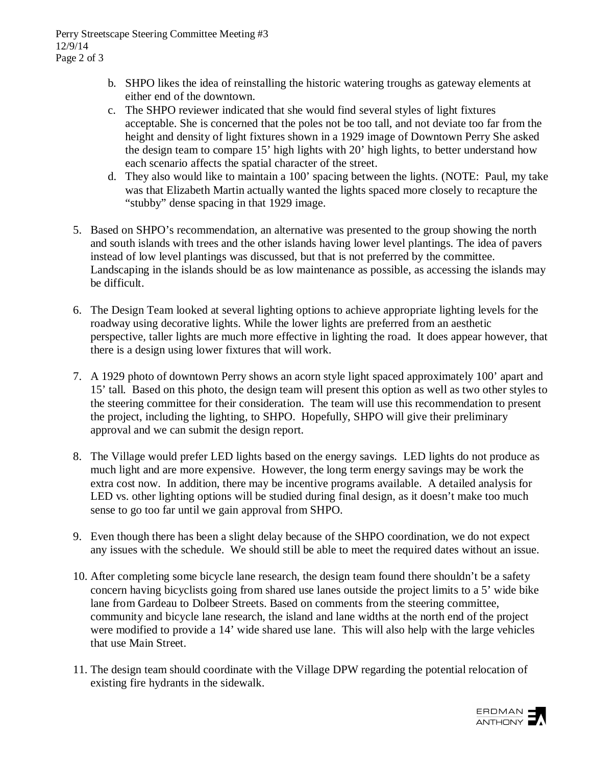b. SHPO likes the idea of reinstalling the historic watering troughs as gateway elements at either end of the downtown.
   c. The SHPO reviewer indicated that she would find several styles of light fixtures acceptable. She is concerned that the poles not be too tall, and not deviate too far from the height and density of light fixtures shown in a 1929 image of Downtown Perry She asked the design team to compare 15' high lights with 20' high lights, to better understand how each scenario affects the spatial character of the street.
   d. They also would like to maintain a 100' spacing between the lights. (NOTE: Paul, my take was that Elizabeth Martin actually wanted the lights spaced more closely to recapture the "stubby" dense spacing in that 1929 image.

5. Based on SHPO's recommendation, an alternative was presented to the group showing the north and south islands with trees and the other islands having lower level plantings. The idea of pavers instead of low level plantings was discussed, but that is not preferred by the committee. Landscaping in the islands should be as low maintenance as possible, as accessing the islands may be difficult.

6. The Design Team looked at several lighting options to achieve appropriate lighting levels for the roadway using decorative lights. While the lower lights are preferred from an aesthetic perspective, taller lights are much more effective in lighting the road. It does appear however, that there is a design using lower fixtures that will work.

7. A 1929 photo of downtown Perry shows an acorn style light spaced approximately 100' apart and 15' tall. Based on this photo, the design team will present this option as well as two other styles to the steering committee for their consideration. The team will use this recommendation to present the project, including the lighting, to SHPO. Hopefully, SHPO will give their preliminary approval and we can submit the design report.

8. The Village would prefer LED lights based on the energy savings. LED lights do not produce as much light and are more expensive. However, the long term energy savings may be work the extra cost now. In addition, there may be incentive programs available. A detailed analysis for LED vs. other lighting options will be studied during final design, as it doesn't make too much sense to go too far until we gain approval from SHPO.

9. Even though there has been a slight delay because of the SHPO coordination, we do not expect any issues with the schedule. We should still be able to meet the required dates without an issue.

10. After completing some bicycle lane research, the design team found there shouldn't be a safety concern having bicyclists going from shared use lanes outside the project limits to a 5' wide bike lane from Gardeau to Dolbeer Streets. Based on comments from the steering committee, community and bicycle lane research, the island and lane widths at the north end of the project were modified to provide a 14' wide shared use lane. This will also help with the large vehicles that use Main Street.

11. The design team should coordinate with the Village DPW regarding the potential relocation of existing fire hydrants in the sidewalk.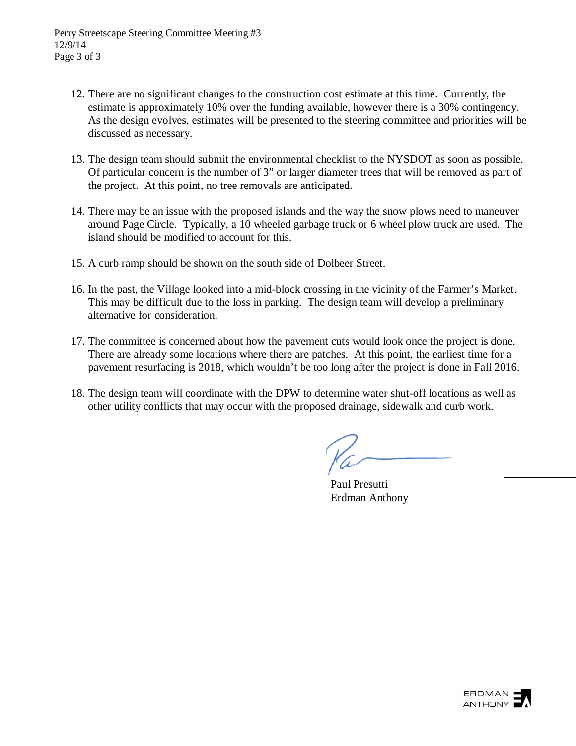12. There are no significant changes to the construction cost estimate at this time. Currently, the estimate is approximately 10% over the funding available, however there is a 30% contingency. As the design evolves, estimates will be presented to the steering committee and priorities will be discussed as necessary.

13. The design team should submit the environmental checklist to the NYSDOT as soon as possible. Of particular concern is the number of 3" or larger diameter trees that will be removed as part of the project. At this point, no tree removals are anticipated.

14. There may be an issue with the proposed islands and the way the snow plows need to maneuver around Page Circle. Typically, a 10 wheeled garbage truck or 6 wheel plow truck are used. The island should be modified to account for this.

15. A curb ramp should be shown on the south side of Dolbeer Street.

16. In the past, the Village looked into a mid-block crossing in the vicinity of the Farmer's Market. This may be difficult due to the loss in parking. The design team will develop a preliminary alternative for consideration.

17. The committee is concerned about how the pavement cuts would look once the project is done. There are already some locations where there are patches. At this point, the earliest time for a pavement resurfacing is 2018, which wouldn't be too long after the project is done in Fall 2016.

18. The design team will coordinate with the DPW to determine water shut-off locations as well as other utility conflicts that may occur with the proposed drainage, sidewalk and curb work.

Paul Presutti
Erdman Anthony